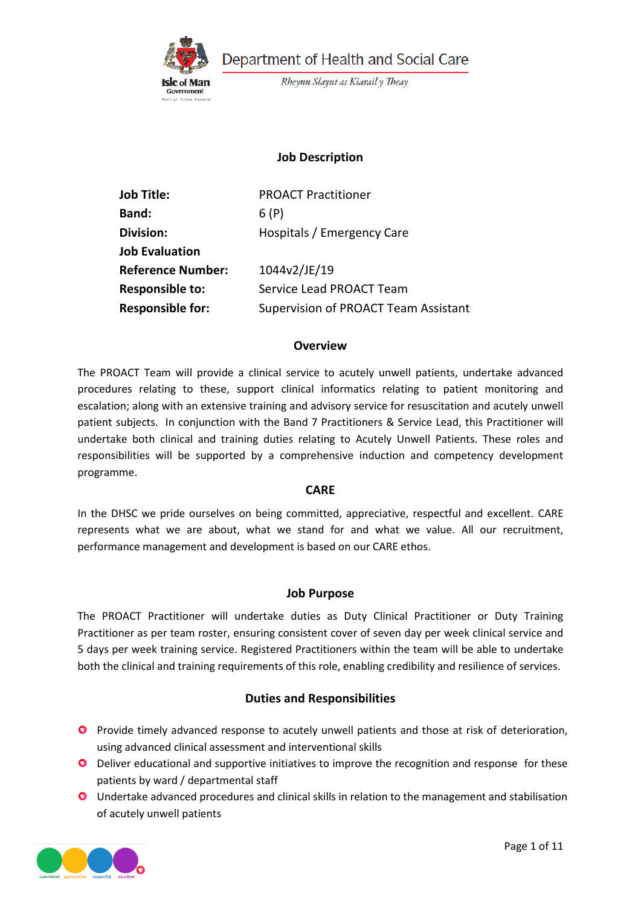Department of Health and Social Care

*Rheynn Slaynt as Kiarail y Theay*

## Job Description

| | |
|---|---|
| **Job Title:** | PROACT Practitioner |
| **Band:** | 6 (P) |
| **Division:** | Hospitals / Emergency Care |
| **Job Evaluation Reference Number:** | 1044v2/JE/19 |
| **Responsible to:** | Service Lead PROACT Team |
| **Responsible for:** | Supervision of PROACT Team Assistant |

### Overview

The PROACT Team will provide a clinical service to acutely unwell patients, undertake advanced procedures relating to these, support clinical informatics relating to patient monitoring and escalation; along with an extensive training and advisory service for resuscitation and acutely unwell patient subjects. In conjunction with the Band 7 Practitioners & Service Lead, this Practitioner will undertake both clinical and training duties relating to Acutely Unwell Patients. These roles and responsibilities will be supported by a comprehensive induction and competency development programme.

### CARE

In the DHSC we pride ourselves on being committed, appreciative, respectful and excellent. CARE represents what we are about, what we stand for and what we value. All our recruitment, performance management and development is based on our CARE ethos.

### Job Purpose

The PROACT Practitioner will undertake duties as Duty Clinical Practitioner or Duty Training Practitioner as per team roster, ensuring consistent cover of seven day per week clinical service and 5 days per week training service. Registered Practitioners within the team will be able to undertake both the clinical and training requirements of this role, enabling credibility and resilience of services.

### Duties and Responsibilities

- Provide timely advanced response to acutely unwell patients and those at risk of deterioration, using advanced clinical assessment and interventional skills
- Deliver educational and supportive initiatives to improve the recognition and response for these patients by ward / departmental staff
- Undertake advanced procedures and clinical skills in relation to the management and stabilisation of acutely unwell patients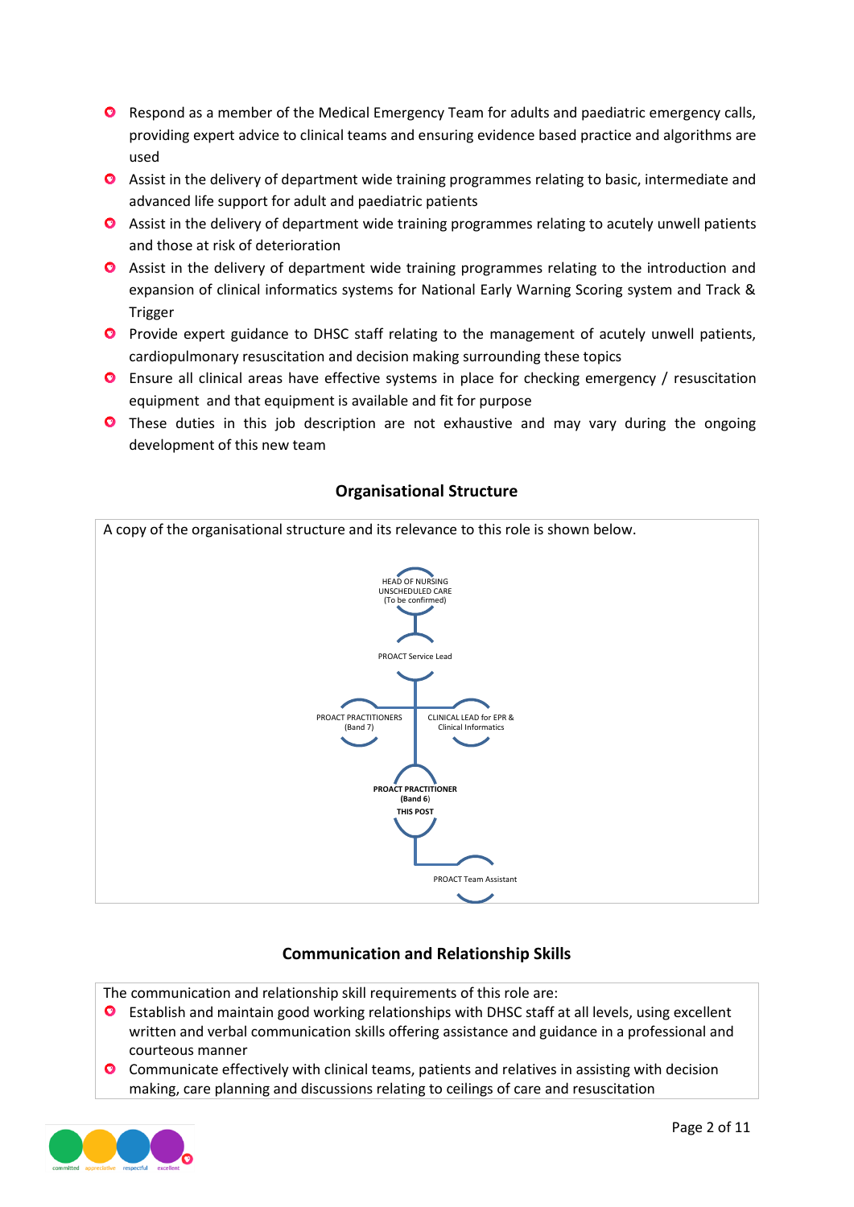- Respond as a member of the Medical Emergency Team for adults and paediatric emergency calls, providing expert advice to clinical teams and ensuring evidence based practice and algorithms are used
- Assist in the delivery of department wide training programmes relating to basic, intermediate and advanced life support for adult and paediatric patients
- Assist in the delivery of department wide training programmes relating to acutely unwell patients and those at risk of deterioration
- Assist in the delivery of department wide training programmes relating to the introduction and expansion of clinical informatics systems for National Early Warning Scoring system and Track & Trigger
- Provide expert guidance to DHSC staff relating to the management of acutely unwell patients, cardiopulmonary resuscitation and decision making surrounding these topics
- Ensure all clinical areas have effective systems in place for checking emergency / resuscitation equipment and that equipment is available and fit for purpose
- These duties in this job description are not exhaustive and may vary during the ongoing development of this new team

## Organisational Structure

A copy of the organisational structure and its relevance to this role is shown below.

- HEAD OF NURSING UNSCHEDULED CARE (To be confirmed)
  - PROACT Service Lead
    - PROACT PRACTITIONERS (Band 7)
    - CLINICAL LEAD for EPR & Clinical Informatics
    - **PROACT PRACTITIONER (Band 6) THIS POST**
      - PROACT Team Assistant

## Communication and Relationship Skills

The communication and relationship skill requirements of this role are:

- Establish and maintain good working relationships with DHSC staff at all levels, using excellent written and verbal communication skills offering assistance and guidance in a professional and courteous manner
- Communicate effectively with clinical teams, patients and relatives in assisting with decision making, care planning and discussions relating to ceilings of care and resuscitation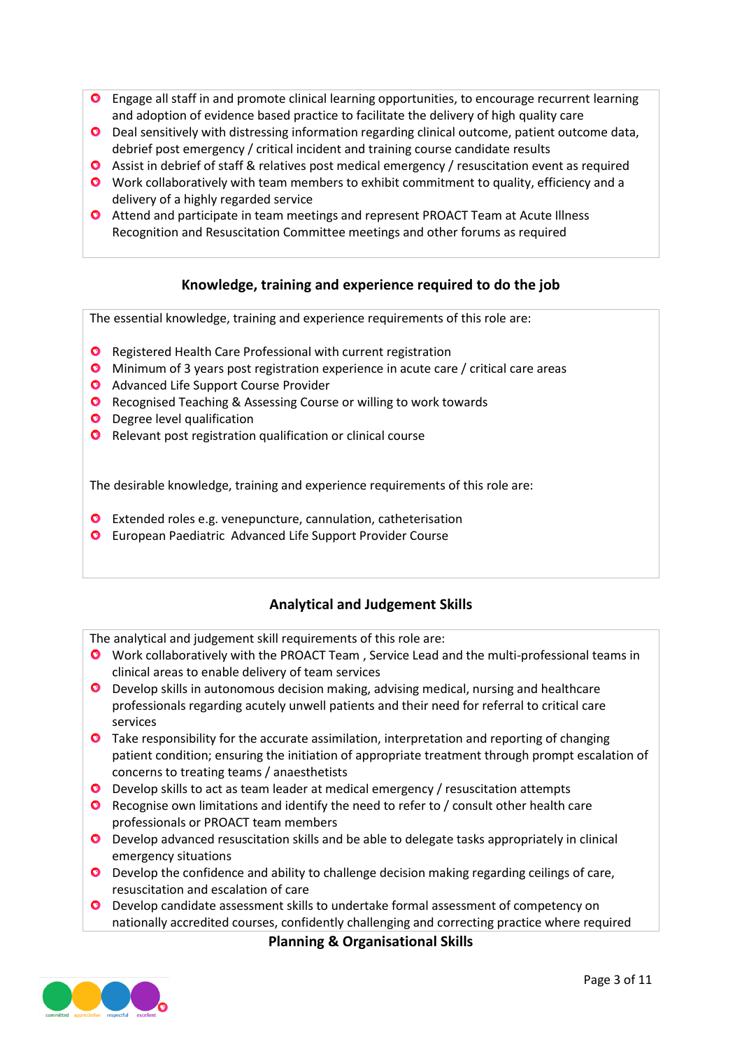- Engage all staff in and promote clinical learning opportunities, to encourage recurrent learning and adoption of evidence based practice to facilitate the delivery of high quality care
- Deal sensitively with distressing information regarding clinical outcome, patient outcome data, debrief post emergency / critical incident and training course candidate results
- Assist in debrief of staff & relatives post medical emergency / resuscitation event as required
- Work collaboratively with team members to exhibit commitment to quality, efficiency and a delivery of a highly regarded service
- Attend and participate in team meetings and represent PROACT Team at Acute Illness Recognition and Resuscitation Committee meetings and other forums as required

## Knowledge, training and experience required to do the job

The essential knowledge, training and experience requirements of this role are:

- Registered Health Care Professional with current registration
- Minimum of 3 years post registration experience in acute care / critical care areas
- Advanced Life Support Course Provider
- Recognised Teaching & Assessing Course or willing to work towards
- Degree level qualification
- Relevant post registration qualification or clinical course

The desirable knowledge, training and experience requirements of this role are:

- Extended roles e.g. venepuncture, cannulation, catheterisation
- European Paediatric Advanced Life Support Provider Course

## Analytical and Judgement Skills

The analytical and judgement skill requirements of this role are:

- Work collaboratively with the PROACT Team , Service Lead and the multi-professional teams in clinical areas to enable delivery of team services
- Develop skills in autonomous decision making, advising medical, nursing and healthcare professionals regarding acutely unwell patients and their need for referral to critical care services
- Take responsibility for the accurate assimilation, interpretation and reporting of changing patient condition; ensuring the initiation of appropriate treatment through prompt escalation of concerns to treating teams / anaesthetists
- Develop skills to act as team leader at medical emergency / resuscitation attempts
- Recognise own limitations and identify the need to refer to / consult other health care professionals or PROACT team members
- Develop advanced resuscitation skills and be able to delegate tasks appropriately in clinical emergency situations
- Develop the confidence and ability to challenge decision making regarding ceilings of care, resuscitation and escalation of care
- Develop candidate assessment skills to undertake formal assessment of competency on nationally accredited courses, confidently challenging and correcting practice where required

## Planning & Organisational Skills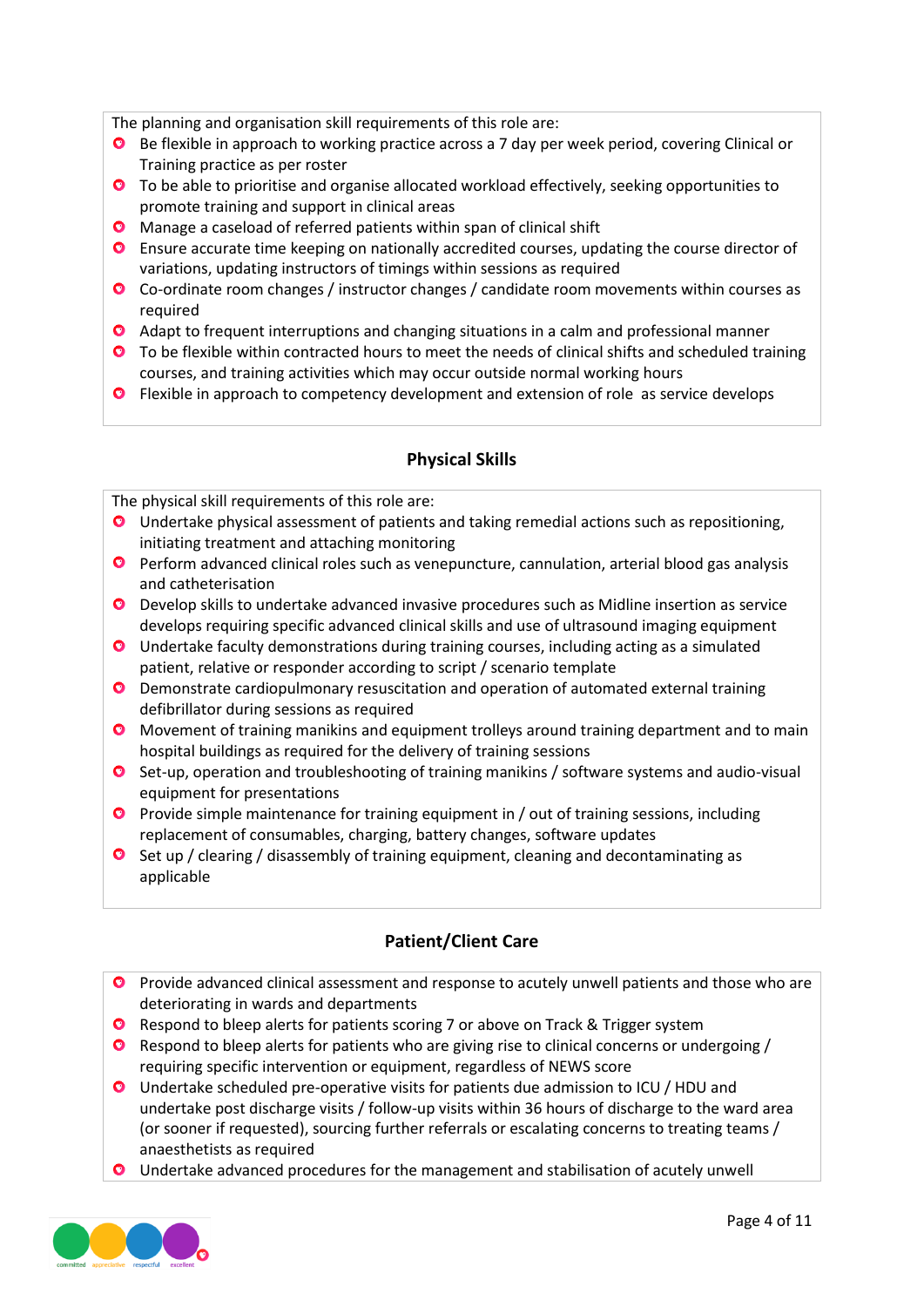The planning and organisation skill requirements of this role are:

- Be flexible in approach to working practice across a 7 day per week period, covering Clinical or Training practice as per roster
- To be able to prioritise and organise allocated workload effectively, seeking opportunities to promote training and support in clinical areas
- Manage a caseload of referred patients within span of clinical shift
- Ensure accurate time keeping on nationally accredited courses, updating the course director of variations, updating instructors of timings within sessions as required
- Co-ordinate room changes / instructor changes / candidate room movements within courses as required
- Adapt to frequent interruptions and changing situations in a calm and professional manner
- To be flexible within contracted hours to meet the needs of clinical shifts and scheduled training courses, and training activities which may occur outside normal working hours
- Flexible in approach to competency development and extension of role as service develops

## Physical Skills

The physical skill requirements of this role are:

- Undertake physical assessment of patients and taking remedial actions such as repositioning, initiating treatment and attaching monitoring
- Perform advanced clinical roles such as venepuncture, cannulation, arterial blood gas analysis and catheterisation
- Develop skills to undertake advanced invasive procedures such as Midline insertion as service develops requiring specific advanced clinical skills and use of ultrasound imaging equipment
- Undertake faculty demonstrations during training courses, including acting as a simulated patient, relative or responder according to script / scenario template
- Demonstrate cardiopulmonary resuscitation and operation of automated external training defibrillator during sessions as required
- Movement of training manikins and equipment trolleys around training department and to main hospital buildings as required for the delivery of training sessions
- Set-up, operation and troubleshooting of training manikins / software systems and audio-visual equipment for presentations
- Provide simple maintenance for training equipment in / out of training sessions, including replacement of consumables, charging, battery changes, software updates
- Set up / clearing / disassembly of training equipment, cleaning and decontaminating as applicable

## Patient/Client Care

- Provide advanced clinical assessment and response to acutely unwell patients and those who are deteriorating in wards and departments
- Respond to bleep alerts for patients scoring 7 or above on Track & Trigger system
- Respond to bleep alerts for patients who are giving rise to clinical concerns or undergoing / requiring specific intervention or equipment, regardless of NEWS score
- Undertake scheduled pre-operative visits for patients due admission to ICU / HDU and undertake post discharge visits / follow-up visits within 36 hours of discharge to the ward area (or sooner if requested), sourcing further referrals or escalating concerns to treating teams / anaesthetists as required
- Undertake advanced procedures for the management and stabilisation of acutely unwell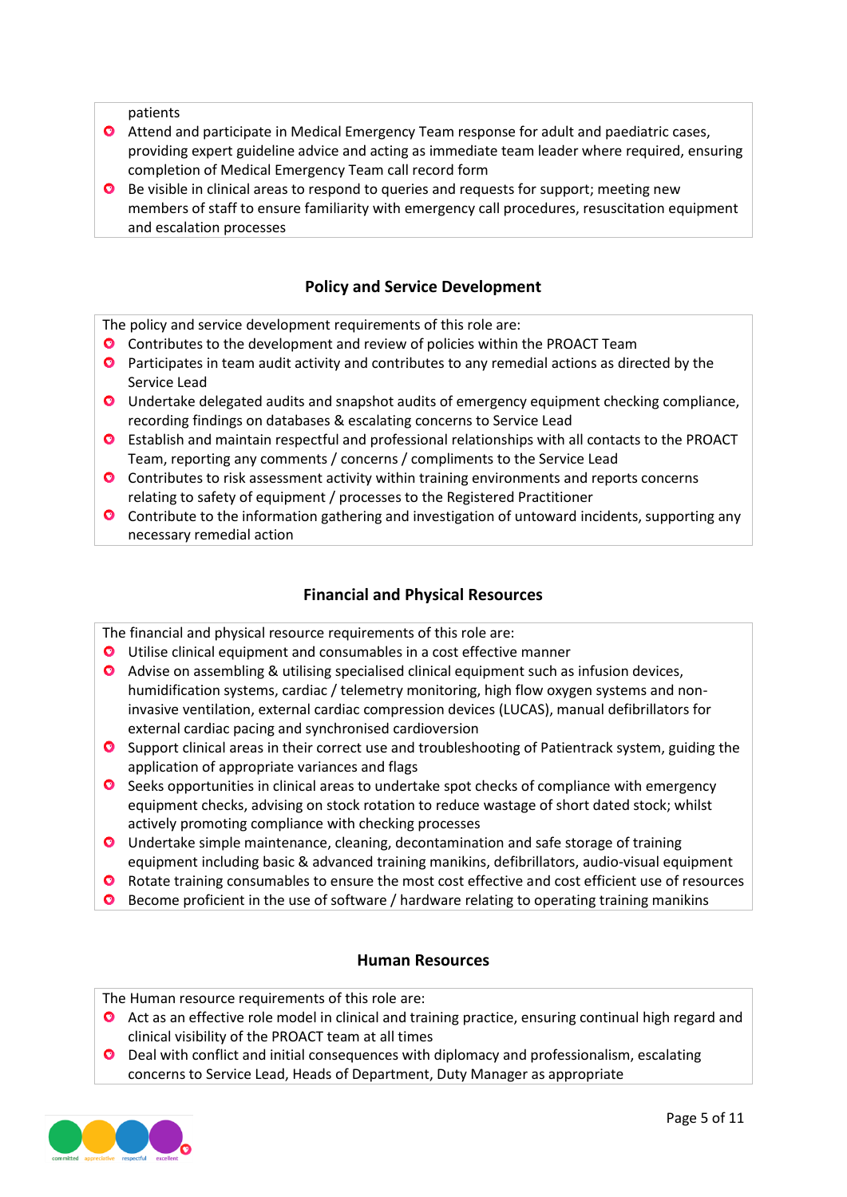patients

- Attend and participate in Medical Emergency Team response for adult and paediatric cases, providing expert guideline advice and acting as immediate team leader where required, ensuring completion of Medical Emergency Team call record form
- Be visible in clinical areas to respond to queries and requests for support; meeting new members of staff to ensure familiarity with emergency call procedures, resuscitation equipment and escalation processes

### Policy and Service Development

The policy and service development requirements of this role are:

- Contributes to the development and review of policies within the PROACT Team
- Participates in team audit activity and contributes to any remedial actions as directed by the Service Lead
- Undertake delegated audits and snapshot audits of emergency equipment checking compliance, recording findings on databases & escalating concerns to Service Lead
- Establish and maintain respectful and professional relationships with all contacts to the PROACT Team, reporting any comments / concerns / compliments to the Service Lead
- Contributes to risk assessment activity within training environments and reports concerns relating to safety of equipment / processes to the Registered Practitioner
- Contribute to the information gathering and investigation of untoward incidents, supporting any necessary remedial action

### Financial and Physical Resources

The financial and physical resource requirements of this role are:

- Utilise clinical equipment and consumables in a cost effective manner
- Advise on assembling & utilising specialised clinical equipment such as infusion devices, humidification systems, cardiac / telemetry monitoring, high flow oxygen systems and non-invasive ventilation, external cardiac compression devices (LUCAS), manual defibrillators for external cardiac pacing and synchronised cardioversion
- Support clinical areas in their correct use and troubleshooting of Patientrack system, guiding the application of appropriate variances and flags
- Seeks opportunities in clinical areas to undertake spot checks of compliance with emergency equipment checks, advising on stock rotation to reduce wastage of short dated stock; whilst actively promoting compliance with checking processes
- Undertake simple maintenance, cleaning, decontamination and safe storage of training equipment including basic & advanced training manikins, defibrillators, audio-visual equipment
- Rotate training consumables to ensure the most cost effective and cost efficient use of resources
- Become proficient in the use of software / hardware relating to operating training manikins

### Human Resources

The Human resource requirements of this role are:

- Act as an effective role model in clinical and training practice, ensuring continual high regard and clinical visibility of the PROACT team at all times
- Deal with conflict and initial consequences with diplomacy and professionalism, escalating concerns to Service Lead, Heads of Department, Duty Manager as appropriate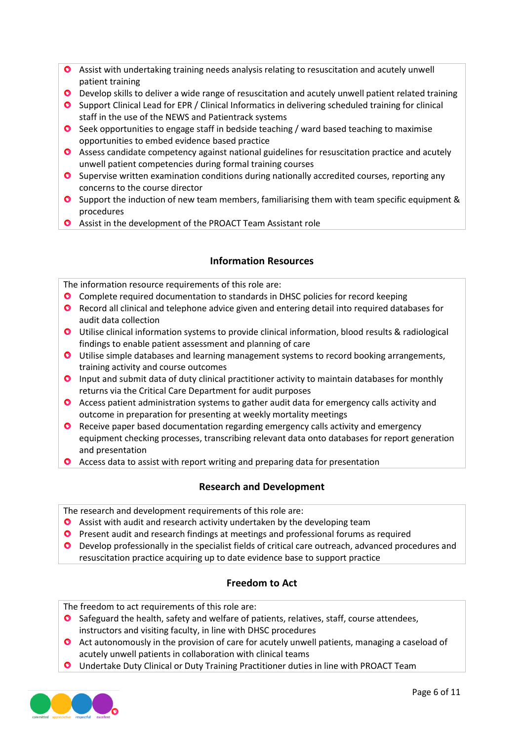- Assist with undertaking training needs analysis relating to resuscitation and acutely unwell patient training
- Develop skills to deliver a wide range of resuscitation and acutely unwell patient related training
- Support Clinical Lead for EPR / Clinical Informatics in delivering scheduled training for clinical staff in the use of the NEWS and Patientrack systems
- Seek opportunities to engage staff in bedside teaching / ward based teaching to maximise opportunities to embed evidence based practice
- Assess candidate competency against national guidelines for resuscitation practice and acutely unwell patient competencies during formal training courses
- Supervise written examination conditions during nationally accredited courses, reporting any concerns to the course director
- Support the induction of new team members, familiarising them with team specific equipment & procedures
- Assist in the development of the PROACT Team Assistant role

## Information Resources

The information resource requirements of this role are:

- Complete required documentation to standards in DHSC policies for record keeping
- Record all clinical and telephone advice given and entering detail into required databases for audit data collection
- Utilise clinical information systems to provide clinical information, blood results & radiological findings to enable patient assessment and planning of care
- Utilise simple databases and learning management systems to record booking arrangements, training activity and course outcomes
- Input and submit data of duty clinical practitioner activity to maintain databases for monthly returns via the Critical Care Department for audit purposes
- Access patient administration systems to gather audit data for emergency calls activity and outcome in preparation for presenting at weekly mortality meetings
- Receive paper based documentation regarding emergency calls activity and emergency equipment checking processes, transcribing relevant data onto databases for report generation and presentation
- Access data to assist with report writing and preparing data for presentation

## Research and Development

The research and development requirements of this role are:

- Assist with audit and research activity undertaken by the developing team
- Present audit and research findings at meetings and professional forums as required
- Develop professionally in the specialist fields of critical care outreach, advanced procedures and resuscitation practice acquiring up to date evidence base to support practice

## Freedom to Act

The freedom to act requirements of this role are:

- Safeguard the health, safety and welfare of patients, relatives, staff, course attendees, instructors and visiting faculty, in line with DHSC procedures
- Act autonomously in the provision of care for acutely unwell patients, managing a caseload of acutely unwell patients in collaboration with clinical teams
- Undertake Duty Clinical or Duty Training Practitioner duties in line with PROACT Team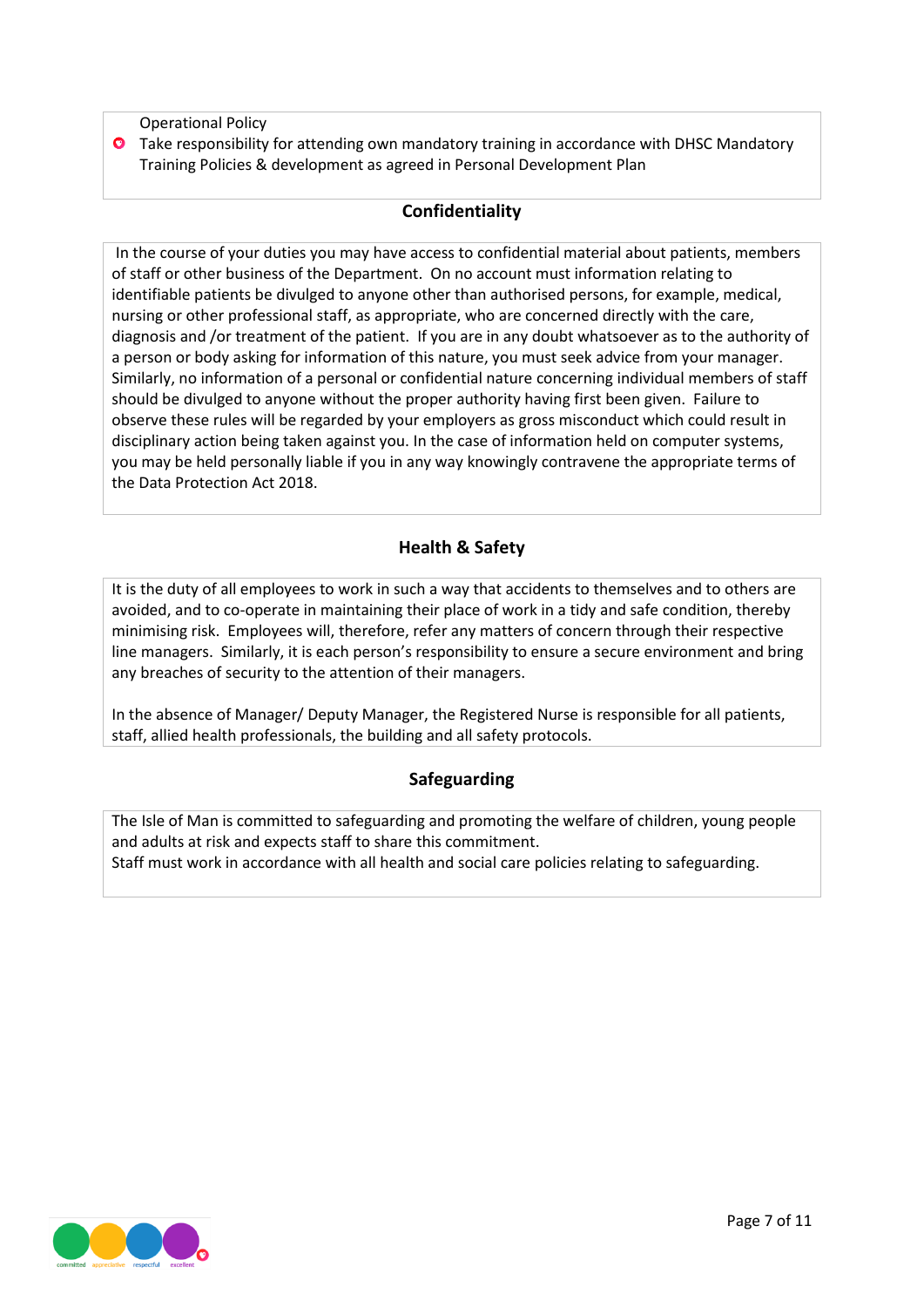Operational Policy

- Take responsibility for attending own mandatory training in accordance with DHSC Mandatory Training Policies & development as agreed in Personal Development Plan

## Confidentiality

In the course of your duties you may have access to confidential material about patients, members of staff or other business of the Department. On no account must information relating to identifiable patients be divulged to anyone other than authorised persons, for example, medical, nursing or other professional staff, as appropriate, who are concerned directly with the care, diagnosis and /or treatment of the patient. If you are in any doubt whatsoever as to the authority of a person or body asking for information of this nature, you must seek advice from your manager. Similarly, no information of a personal or confidential nature concerning individual members of staff should be divulged to anyone without the proper authority having first been given. Failure to observe these rules will be regarded by your employers as gross misconduct which could result in disciplinary action being taken against you. In the case of information held on computer systems, you may be held personally liable if you in any way knowingly contravene the appropriate terms of the Data Protection Act 2018.

## Health & Safety

It is the duty of all employees to work in such a way that accidents to themselves and to others are avoided, and to co-operate in maintaining their place of work in a tidy and safe condition, thereby minimising risk. Employees will, therefore, refer any matters of concern through their respective line managers. Similarly, it is each person's responsibility to ensure a secure environment and bring any breaches of security to the attention of their managers.

In the absence of Manager/ Deputy Manager, the Registered Nurse is responsible for all patients, staff, allied health professionals, the building and all safety protocols.

## Safeguarding

The Isle of Man is committed to safeguarding and promoting the welfare of children, young people and adults at risk and expects staff to share this commitment.
Staff must work in accordance with all health and social care policies relating to safeguarding.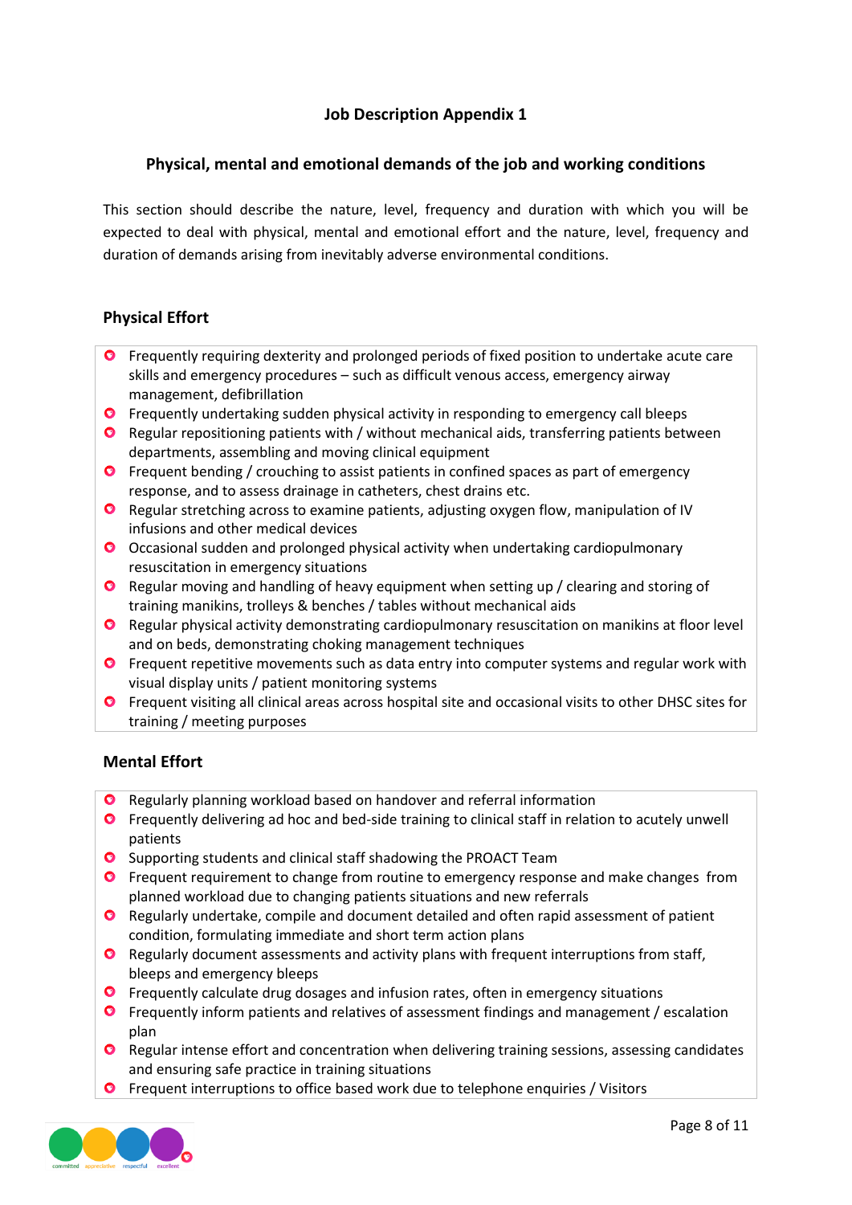## Job Description Appendix 1

### Physical, mental and emotional demands of the job and working conditions

This section should describe the nature, level, frequency and duration with which you will be expected to deal with physical, mental and emotional effort and the nature, level, frequency and duration of demands arising from inevitably adverse environmental conditions.

### Physical Effort

- Frequently requiring dexterity and prolonged periods of fixed position to undertake acute care skills and emergency procedures – such as difficult venous access, emergency airway management, defibrillation
- Frequently undertaking sudden physical activity in responding to emergency call bleeps
- Regular repositioning patients with / without mechanical aids, transferring patients between departments, assembling and moving clinical equipment
- Frequent bending / crouching to assist patients in confined spaces as part of emergency response, and to assess drainage in catheters, chest drains etc.
- Regular stretching across to examine patients, adjusting oxygen flow, manipulation of IV infusions and other medical devices
- Occasional sudden and prolonged physical activity when undertaking cardiopulmonary resuscitation in emergency situations
- Regular moving and handling of heavy equipment when setting up / clearing and storing of training manikins, trolleys & benches / tables without mechanical aids
- Regular physical activity demonstrating cardiopulmonary resuscitation on manikins at floor level and on beds, demonstrating choking management techniques
- Frequent repetitive movements such as data entry into computer systems and regular work with visual display units / patient monitoring systems
- Frequent visiting all clinical areas across hospital site and occasional visits to other DHSC sites for training / meeting purposes

### Mental Effort

- Regularly planning workload based on handover and referral information
- Frequently delivering ad hoc and bed-side training to clinical staff in relation to acutely unwell patients
- Supporting students and clinical staff shadowing the PROACT Team
- Frequent requirement to change from routine to emergency response and make changes from planned workload due to changing patients situations and new referrals
- Regularly undertake, compile and document detailed and often rapid assessment of patient condition, formulating immediate and short term action plans
- Regularly document assessments and activity plans with frequent interruptions from staff, bleeps and emergency bleeps
- Frequently calculate drug dosages and infusion rates, often in emergency situations
- Frequently inform patients and relatives of assessment findings and management / escalation plan
- Regular intense effort and concentration when delivering training sessions, assessing candidates and ensuring safe practice in training situations
- Frequent interruptions to office based work due to telephone enquiries / Visitors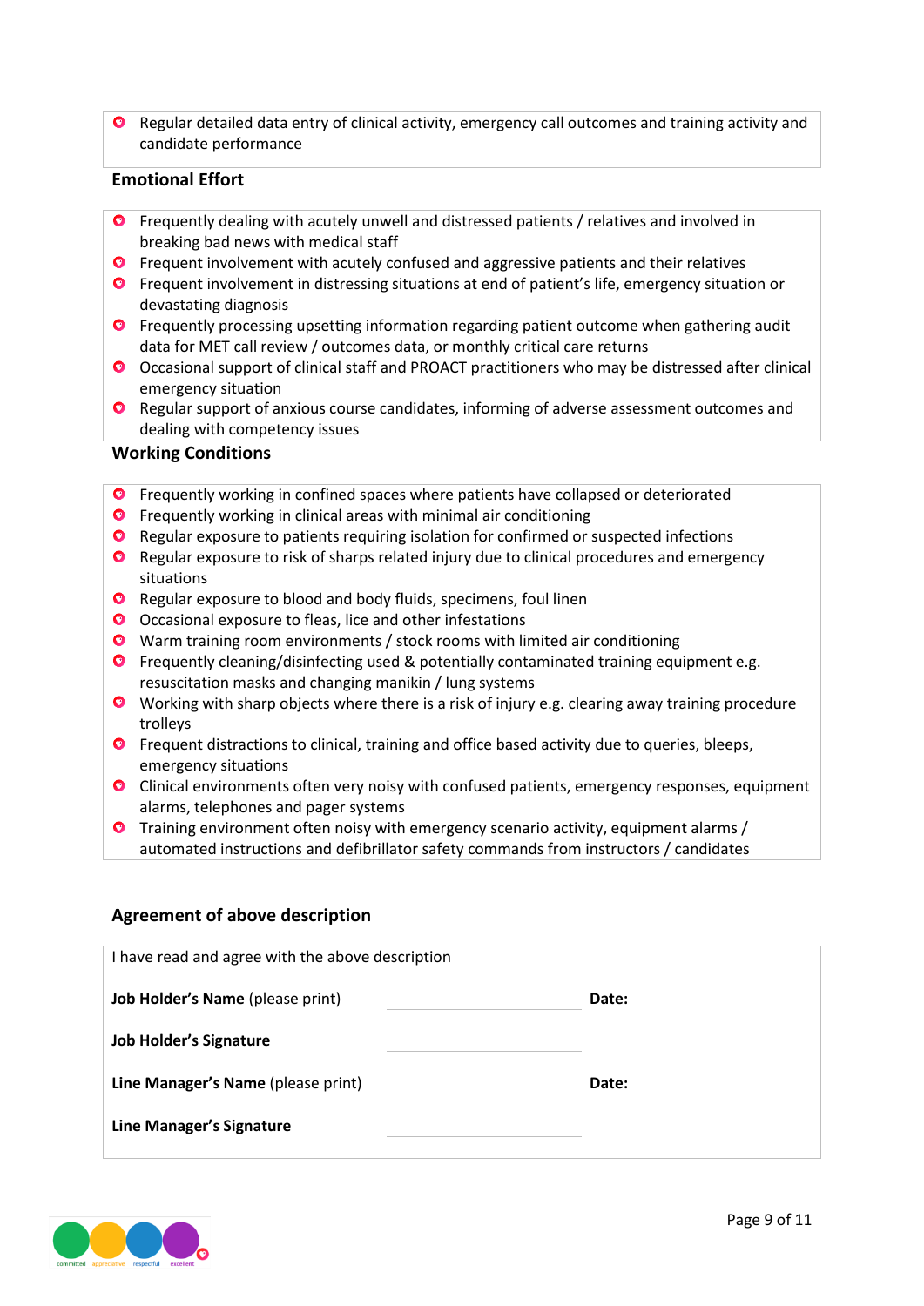- Regular detailed data entry of clinical activity, emergency call outcomes and training activity and candidate performance

## Emotional Effort

- Frequently dealing with acutely unwell and distressed patients / relatives and involved in breaking bad news with medical staff
- Frequent involvement with acutely confused and aggressive patients and their relatives
- Frequent involvement in distressing situations at end of patient's life, emergency situation or devastating diagnosis
- Frequently processing upsetting information regarding patient outcome when gathering audit data for MET call review / outcomes data, or monthly critical care returns
- Occasional support of clinical staff and PROACT practitioners who may be distressed after clinical emergency situation
- Regular support of anxious course candidates, informing of adverse assessment outcomes and dealing with competency issues

## Working Conditions

- Frequently working in confined spaces where patients have collapsed or deteriorated
- Frequently working in clinical areas with minimal air conditioning
- Regular exposure to patients requiring isolation for confirmed or suspected infections
- Regular exposure to risk of sharps related injury due to clinical procedures and emergency situations
- Regular exposure to blood and body fluids, specimens, foul linen
- Occasional exposure to fleas, lice and other infestations
- Warm training room environments / stock rooms with limited air conditioning
- Frequently cleaning/disinfecting used & potentially contaminated training equipment e.g. resuscitation masks and changing manikin / lung systems
- Working with sharp objects where there is a risk of injury e.g. clearing away training procedure trolleys
- Frequent distractions to clinical, training and office based activity due to queries, bleeps, emergency situations
- Clinical environments often very noisy with confused patients, emergency responses, equipment alarms, telephones and pager systems
- Training environment often noisy with emergency scenario activity, equipment alarms / automated instructions and defibrillator safety commands from instructors / candidates

## Agreement of above description

I have read and agree with the above description

| | | |
|---|---|---|
| **Job Holder's Name** (please print) | | **Date:** |
| **Job Holder's Signature** | | |
| **Line Manager's Name** (please print) | | **Date:** |
| **Line Manager's Signature** | | |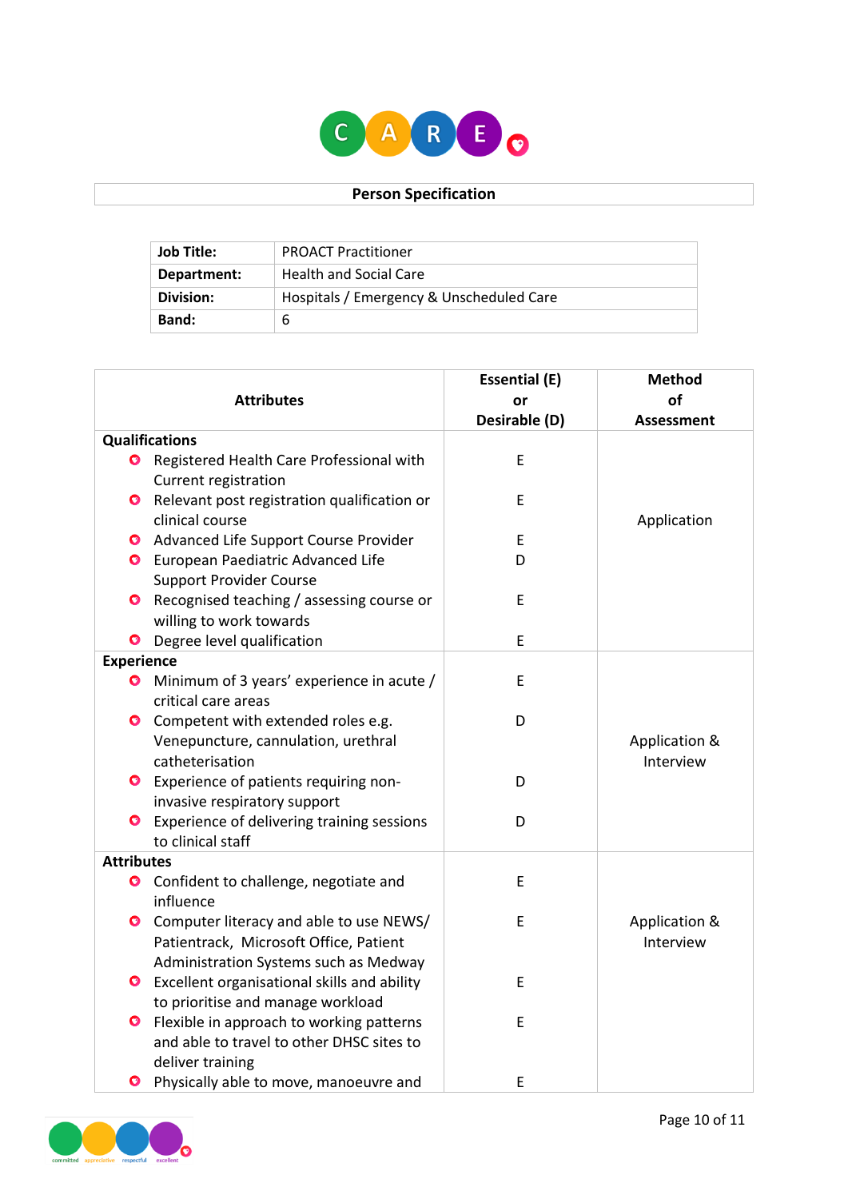## Person Specification

| Job Title: | PROACT Practitioner |
|---|---|
| Department: | Health and Social Care |
| Division: | Hospitals / Emergency & Unscheduled Care |
| Band: | 6 |

| Attributes | Essential (E) or Desirable (D) | Method of Assessment |
|---|---|---|
| **Qualifications** | | |
| • Registered Health Care Professional with Current registration | E | Application |
| • Relevant post registration qualification or clinical course | E | |
| • Advanced Life Support Course Provider | E | |
| • European Paediatric Advanced Life Support Provider Course | D | |
| • Recognised teaching / assessing course or willing to work towards | E | |
| • Degree level qualification | E | |
| **Experience** | | |
| • Minimum of 3 years' experience in acute / critical care areas | E | Application & Interview |
| • Competent with extended roles e.g. Venepuncture, cannulation, urethral catheterisation | D | |
| • Experience of patients requiring non-invasive respiratory support | D | |
| • Experience of delivering training sessions to clinical staff | D | |
| **Attributes** | | |
| • Confident to challenge, negotiate and influence | E | Application & Interview |
| • Computer literacy and able to use NEWS/ Patientrack, Microsoft Office, Patient Administration Systems such as Medway | E | |
| • Excellent organisational skills and ability to prioritise and manage workload | E | |
| • Flexible in approach to working patterns and able to travel to other DHSC sites to deliver training | E | |
| • Physically able to move, manoeuvre and | E | |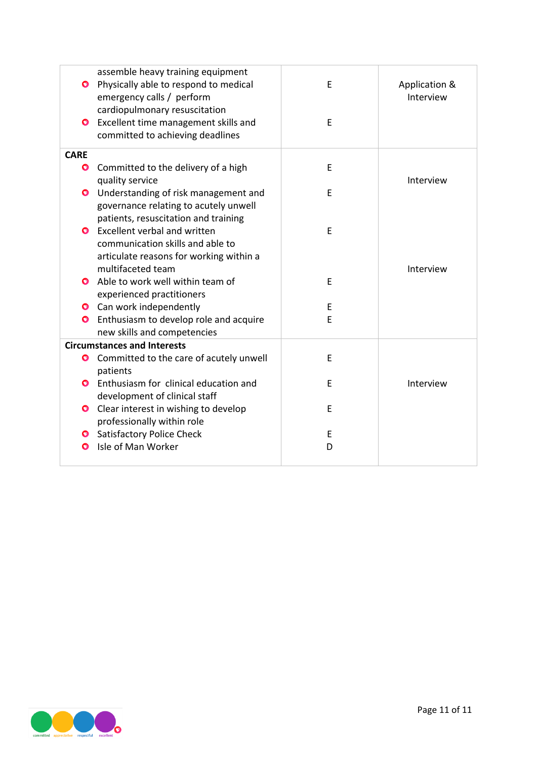| | | |
|---|---|---|
| assemble heavy training equipment<br>• Physically able to respond to medical emergency calls / perform cardiopulmonary resuscitation<br>• Excellent time management skills and committed to achieving deadlines | E<br><br>E | Application & Interview |
| **CARE**<br>• Committed to the delivery of a high quality service<br>• Understanding of risk management and governance relating to acutely unwell patients, resuscitation and training<br>• Excellent verbal and written communication skills and able to articulate reasons for working within a multifaceted team<br>• Able to work well within team of experienced practitioners<br>• Can work independently<br>• Enthusiasm to develop role and acquire new skills and competencies | E<br>E<br>E<br><br>E<br>E<br>E | Interview<br><br>Interview |
| **Circumstances and Interests**<br>• Committed to the care of acutely unwell patients<br>• Enthusiasm for clinical education and development of clinical staff<br>• Clear interest in wishing to develop professionally within role<br>• Satisfactory Police Check<br>• Isle of Man Worker | E<br>E<br>E<br>E<br>D | Interview |